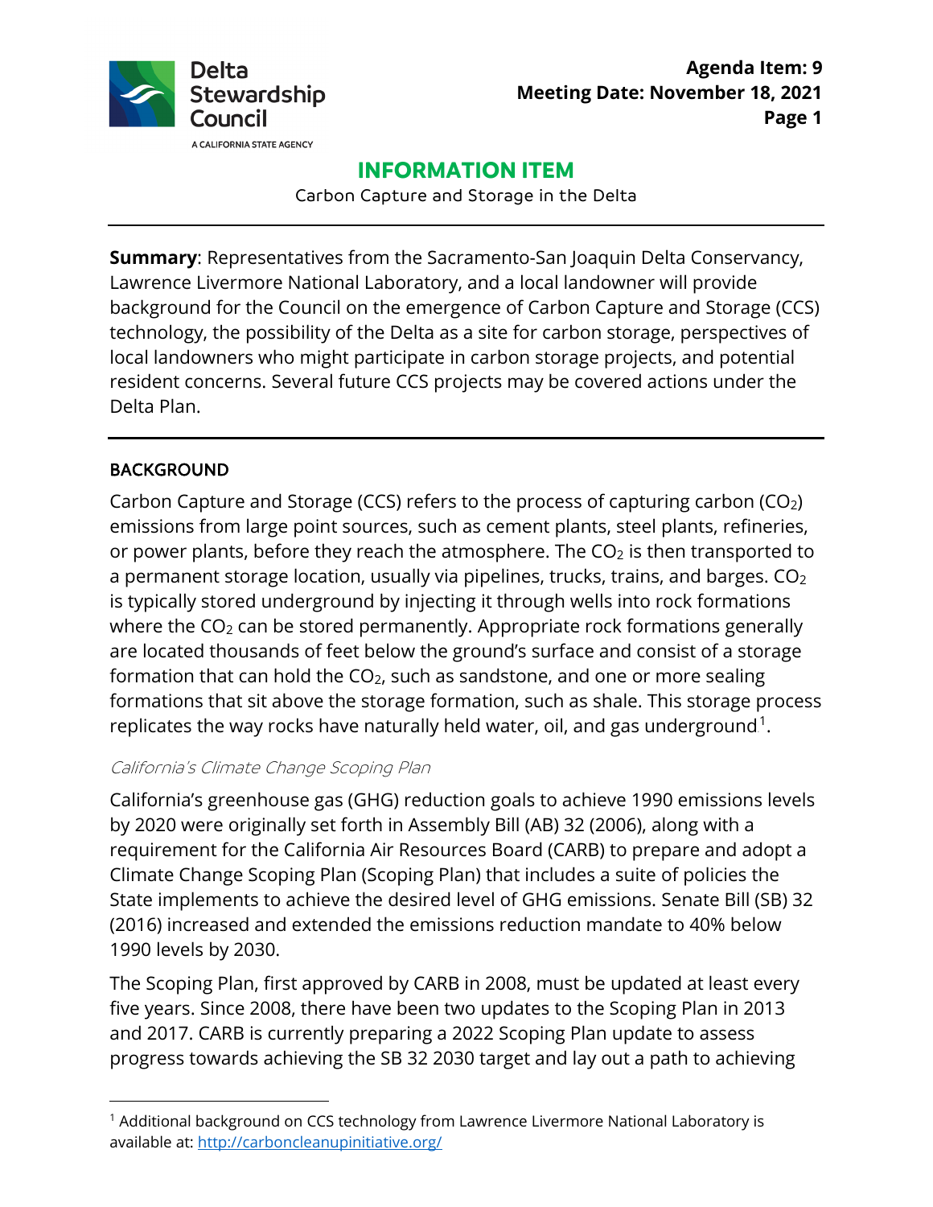Delta Stewardship Council

A CALIFORNIA STATE AGENCY

**Agenda Item: 9**
**Meeting Date: November 18, 2021**

# INFORMATION ITEM

Carbon Capture and Storage in the Delta

---

**Summary**: Representatives from the Sacramento-San Joaquin Delta Conservancy, Lawrence Livermore National Laboratory, and a local landowner will provide background for the Council on the emergence of Carbon Capture and Storage (CCS) technology, the possibility of the Delta as a site for carbon storage, perspectives of local landowners who might participate in carbon storage projects, and potential resident concerns. Several future CCS projects may be covered actions under the Delta Plan.

---

## BACKGROUND

Carbon Capture and Storage (CCS) refers to the process of capturing carbon ($CO_2$) emissions from large point sources, such as cement plants, steel plants, refineries, or power plants, before they reach the atmosphere. The $CO_2$ is then transported to a permanent storage location, usually via pipelines, trucks, trains, and barges. $CO_2$ is typically stored underground by injecting it through wells into rock formations where the $CO_2$ can be stored permanently. Appropriate rock formations generally are located thousands of feet below the ground's surface and consist of a storage formation that can hold the $CO_2$, such as sandstone, and one or more sealing formations that sit above the storage formation, such as shale. This storage process replicates the way rocks have naturally held water, oil, and gas underground[1].

### *California's Climate Change Scoping Plan*

California's greenhouse gas (GHG) reduction goals to achieve 1990 emissions levels by 2020 were originally set forth in Assembly Bill (AB) 32 (2006), along with a requirement for the California Air Resources Board (CARB) to prepare and adopt a Climate Change Scoping Plan (Scoping Plan) that includes a suite of policies the State implements to achieve the desired level of GHG emissions. Senate Bill (SB) 32 (2016) increased and extended the emissions reduction mandate to 40% below 1990 levels by 2030.

The Scoping Plan, first approved by CARB in 2008, must be updated at least every five years. Since 2008, there have been two updates to the Scoping Plan in 2013 and 2017. CARB is currently preparing a 2022 Scoping Plan update to assess progress towards achieving the SB 32 2030 target and lay out a path to achieving

---

[1] Additional background on CCS technology from Lawrence Livermore National Laboratory is available at: http://carboncleanupinitiative.org/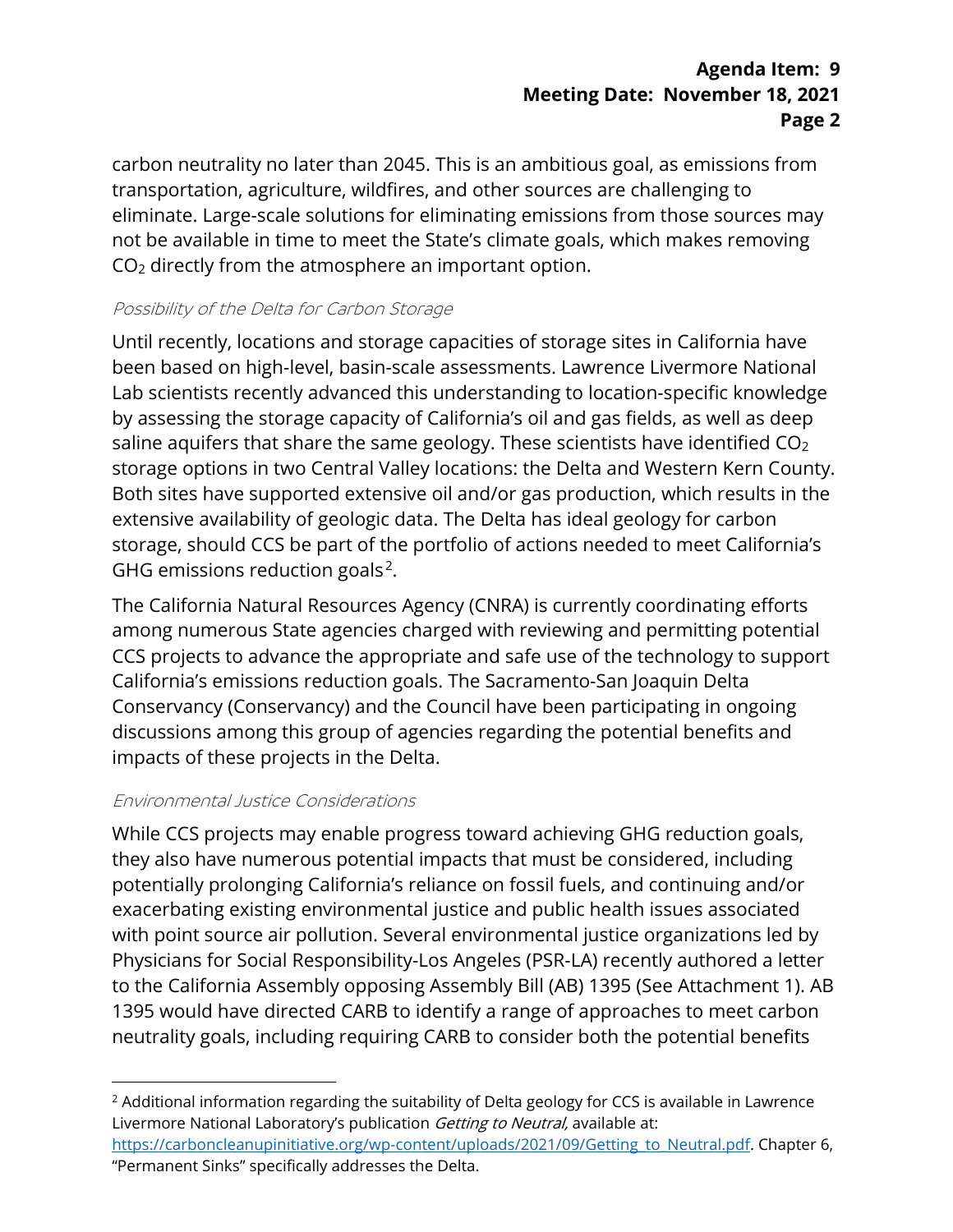carbon neutrality no later than 2045. This is an ambitious goal, as emissions from transportation, agriculture, wildfires, and other sources are challenging to eliminate. Large-scale solutions for eliminating emissions from those sources may not be available in time to meet the State's climate goals, which makes removing $CO_2$ directly from the atmosphere an important option.

*Possibility of the Delta for Carbon Storage*

Until recently, locations and storage capacities of storage sites in California have been based on high-level, basin-scale assessments. Lawrence Livermore National Lab scientists recently advanced this understanding to location-specific knowledge by assessing the storage capacity of California's oil and gas fields, as well as deep saline aquifers that share the same geology. These scientists have identified $CO_2$ storage options in two Central Valley locations: the Delta and Western Kern County. Both sites have supported extensive oil and/or gas production, which results in the extensive availability of geologic data. The Delta has ideal geology for carbon storage, should CCS be part of the portfolio of actions needed to meet California's GHG emissions reduction goals[2].

The California Natural Resources Agency (CNRA) is currently coordinating efforts among numerous State agencies charged with reviewing and permitting potential CCS projects to advance the appropriate and safe use of the technology to support California's emissions reduction goals. The Sacramento-San Joaquin Delta Conservancy (Conservancy) and the Council have been participating in ongoing discussions among this group of agencies regarding the potential benefits and impacts of these projects in the Delta.

*Environmental Justice Considerations*

While CCS projects may enable progress toward achieving GHG reduction goals, they also have numerous potential impacts that must be considered, including potentially prolonging California's reliance on fossil fuels, and continuing and/or exacerbating existing environmental justice and public health issues associated with point source air pollution. Several environmental justice organizations led by Physicians for Social Responsibility-Los Angeles (PSR-LA) recently authored a letter to the California Assembly opposing Assembly Bill (AB) 1395 (See Attachment 1). AB 1395 would have directed CARB to identify a range of approaches to meet carbon neutrality goals, including requiring CARB to consider both the potential benefits

---

[2] Additional information regarding the suitability of Delta geology for CCS is available in Lawrence Livermore National Laboratory's publication *Getting to Neutral,* available at: https://carboncleanupinitiative.org/wp-content/uploads/2021/09/Getting_to_Neutral.pdf. Chapter 6, "Permanent Sinks" specifically addresses the Delta.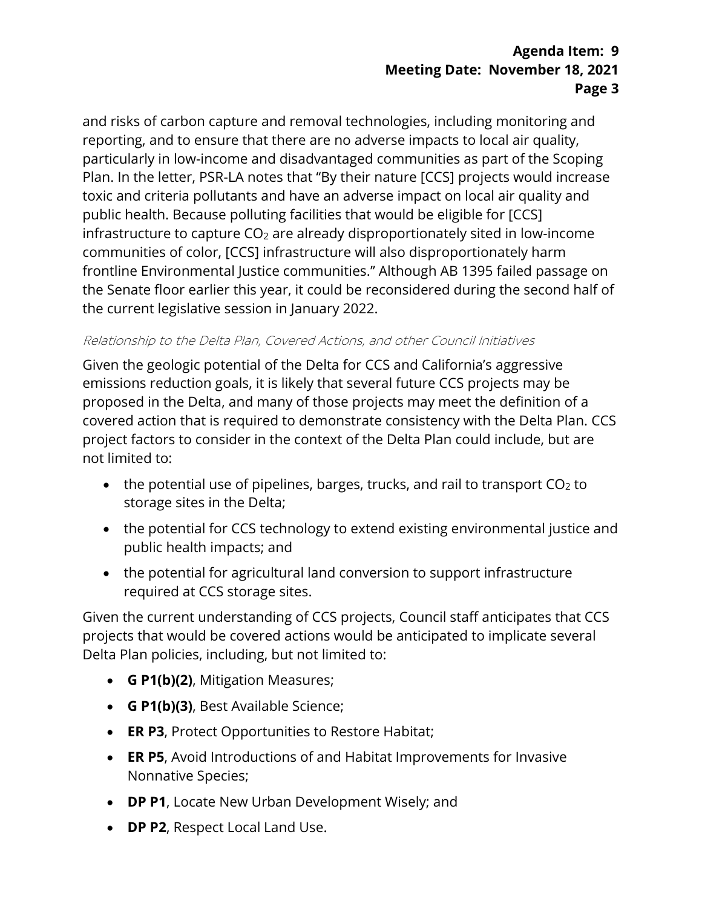and risks of carbon capture and removal technologies, including monitoring and reporting, and to ensure that there are no adverse impacts to local air quality, particularly in low-income and disadvantaged communities as part of the Scoping Plan. In the letter, PSR-LA notes that "By their nature [CCS] projects would increase toxic and criteria pollutants and have an adverse impact on local air quality and public health. Because polluting facilities that would be eligible for [CCS] infrastructure to capture $CO_2$ are already disproportionately sited in low-income communities of color, [CCS] infrastructure will also disproportionately harm frontline Environmental Justice communities." Although AB 1395 failed passage on the Senate floor earlier this year, it could be reconsidered during the second half of the current legislative session in January 2022.

*Relationship to the Delta Plan, Covered Actions, and other Council Initiatives*

Given the geologic potential of the Delta for CCS and California's aggressive emissions reduction goals, it is likely that several future CCS projects may be proposed in the Delta, and many of those projects may meet the definition of a covered action that is required to demonstrate consistency with the Delta Plan. CCS project factors to consider in the context of the Delta Plan could include, but are not limited to:

- the potential use of pipelines, barges, trucks, and rail to transport $CO_2$ to storage sites in the Delta;
- the potential for CCS technology to extend existing environmental justice and public health impacts; and
- the potential for agricultural land conversion to support infrastructure required at CCS storage sites.

Given the current understanding of CCS projects, Council staff anticipates that CCS projects that would be covered actions would be anticipated to implicate several Delta Plan policies, including, but not limited to:

- **G P1(b)(2)**, Mitigation Measures;
- **G P1(b)(3)**, Best Available Science;
- **ER P3**, Protect Opportunities to Restore Habitat;
- **ER P5**, Avoid Introductions of and Habitat Improvements for Invasive Nonnative Species;
- **DP P1**, Locate New Urban Development Wisely; and
- **DP P2**, Respect Local Land Use.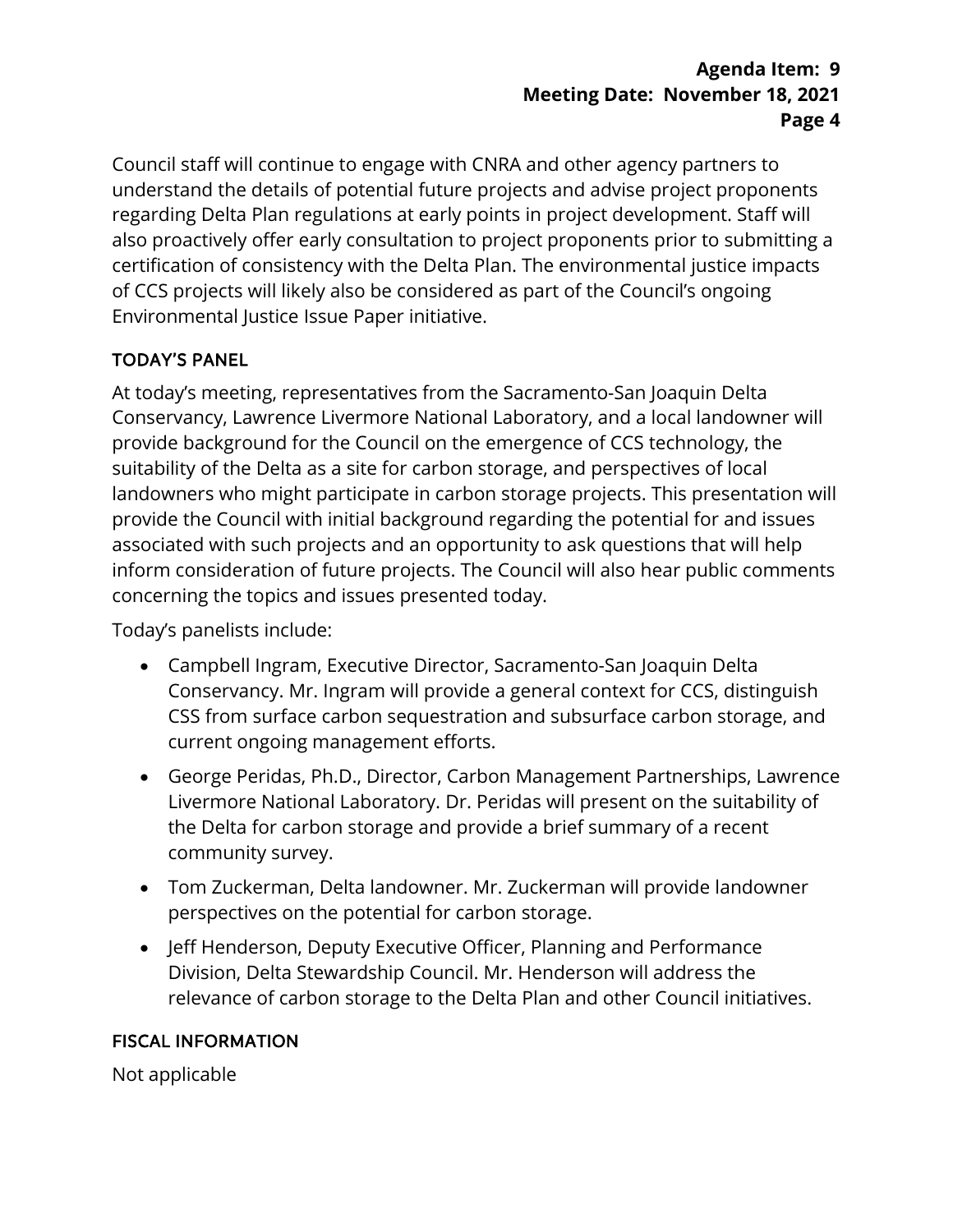Council staff will continue to engage with CNRA and other agency partners to understand the details of potential future projects and advise project proponents regarding Delta Plan regulations at early points in project development. Staff will also proactively offer early consultation to project proponents prior to submitting a certification of consistency with the Delta Plan. The environmental justice impacts of CCS projects will likely also be considered as part of the Council's ongoing Environmental Justice Issue Paper initiative.

## TODAY'S PANEL

At today's meeting, representatives from the Sacramento-San Joaquin Delta Conservancy, Lawrence Livermore National Laboratory, and a local landowner will provide background for the Council on the emergence of CCS technology, the suitability of the Delta as a site for carbon storage, and perspectives of local landowners who might participate in carbon storage projects. This presentation will provide the Council with initial background regarding the potential for and issues associated with such projects and an opportunity to ask questions that will help inform consideration of future projects. The Council will also hear public comments concerning the topics and issues presented today.

Today's panelists include:

- Campbell Ingram, Executive Director, Sacramento-San Joaquin Delta Conservancy. Mr. Ingram will provide a general context for CCS, distinguish CSS from surface carbon sequestration and subsurface carbon storage, and current ongoing management efforts.
- George Peridas, Ph.D., Director, Carbon Management Partnerships, Lawrence Livermore National Laboratory. Dr. Peridas will present on the suitability of the Delta for carbon storage and provide a brief summary of a recent community survey.
- Tom Zuckerman, Delta landowner. Mr. Zuckerman will provide landowner perspectives on the potential for carbon storage.
- Jeff Henderson, Deputy Executive Officer, Planning and Performance Division, Delta Stewardship Council. Mr. Henderson will address the relevance of carbon storage to the Delta Plan and other Council initiatives.

## FISCAL INFORMATION

Not applicable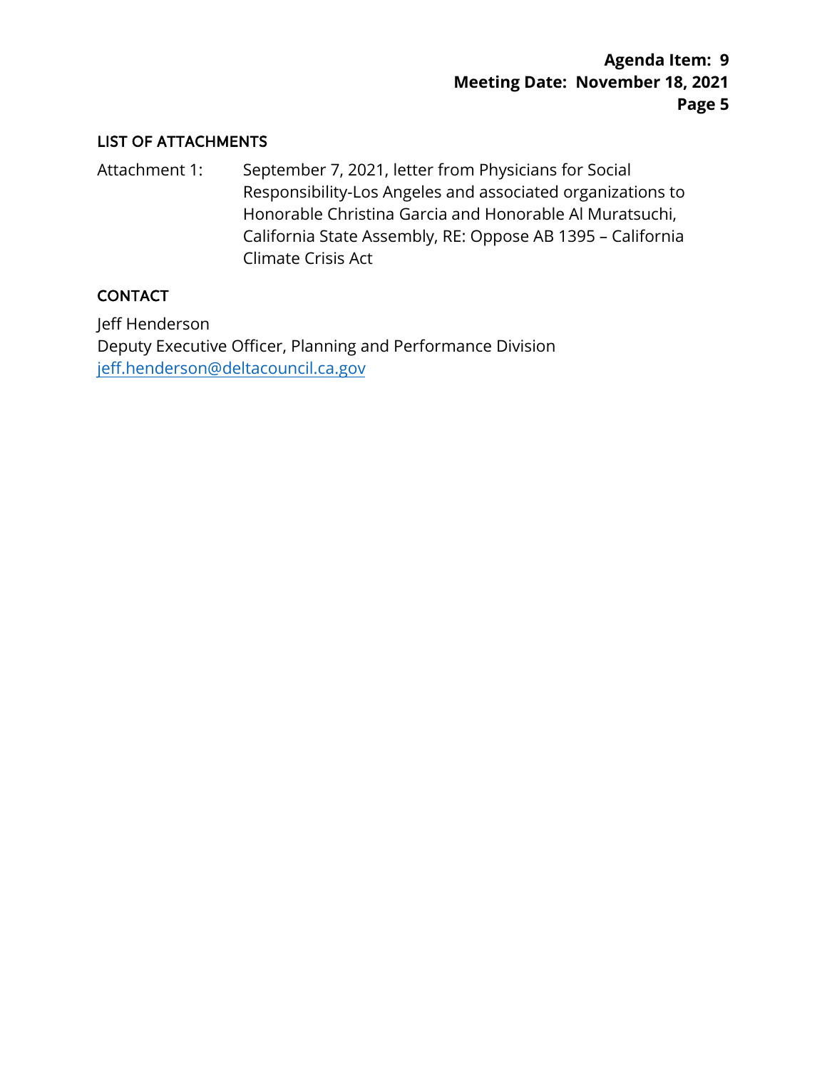## LIST OF ATTACHMENTS

Attachment 1: September 7, 2021, letter from Physicians for Social Responsibility-Los Angeles and associated organizations to Honorable Christina Garcia and Honorable Al Muratsuchi, California State Assembly, RE: Oppose AB 1395 – California Climate Crisis Act

## CONTACT

Jeff Henderson
Deputy Executive Officer, Planning and Performance Division
jeff.henderson@deltacouncil.ca.gov